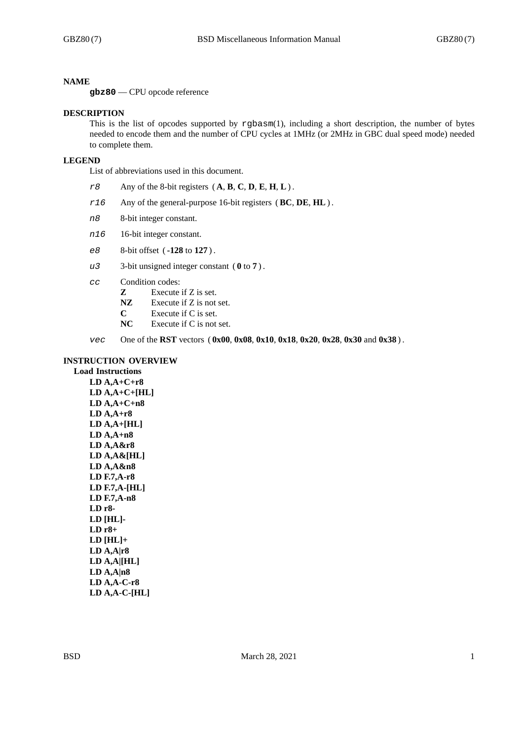# NAME

**gbz80** — CPU opcode reference

# DESCRIPTION

This is the list of opcodes supported by rgbasm(1), including a short description, the number of bytes needed to encode them and the number of CPU cycles at 1MHz (or 2MHz in GBC dual speed mode) needed to complete them.

# LEGEND

List of abbreviations used in this document.

*r8* Any of the 8-bit registers ( **A**, **B**, **C**, **D**, **E**, **H**, **L** ) .

*r16* Any of the general-purpose 16-bit registers ( **BC**, **DE**, **HL** ) .

*n8* 8-bit integer constant.

*n16* 16-bit integer constant.

*e8* 8-bit offset ( **-128** to **127** ) .

*u3* 3-bit unsigned integer constant ( **0** to **7** ) .

*cc* Condition codes:
- **Z** Execute if Z is set.
- **NZ** Execute if Z is not set.
- **C** Execute if C is set.
- **NC** Execute if C is not set.

*vec* One of the **RST** vectors ( **0x00**, **0x08**, **0x10**, **0x18**, **0x20**, **0x28**, **0x30** and **0x38** ) .

# INSTRUCTION OVERVIEW

## Load Instructions

**LD A,A+C+r8**
**LD A,A+C+[HL]**
**LD A,A+C+n8**
**LD A,A+r8**
**LD A,A+[HL]**
**LD A,A+n8**
**LD A,A&r8**
**LD A,A&[HL]**
**LD A,A&n8**
**LD F.7,A-r8**
**LD F.7,A-[HL]**
**LD F.7,A-n8**
**LD r8-**
**LD [HL]-**
**LD r8+**
**LD [HL]+**
**LD A,A|r8**
**LD A,A|[HL]**
**LD A,A|n8**
**LD A,A-C-r8**
**LD A,A-C-[HL]**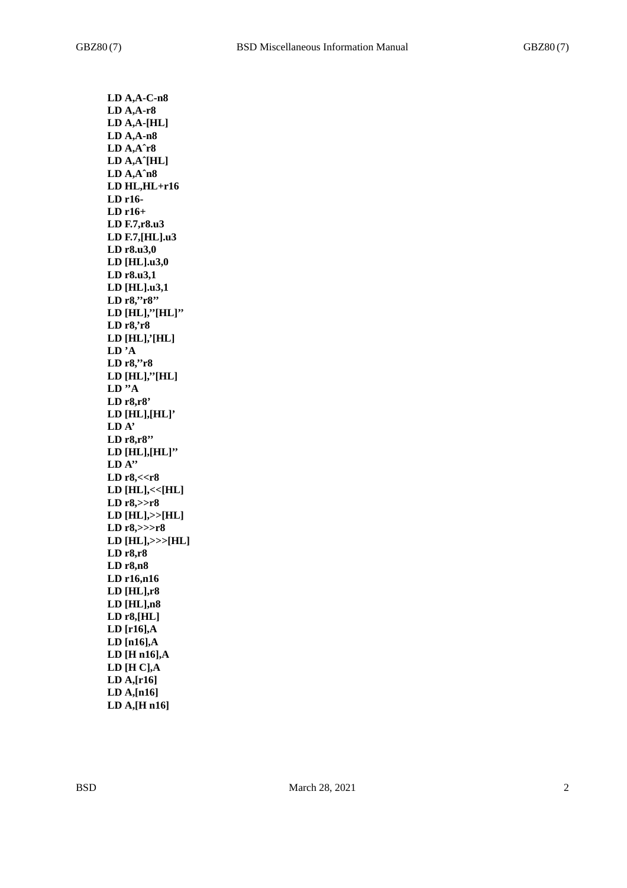**LD A,A-C-n8**
**LD A,A-r8**
**LD A,A-[HL]**
**LD A,A-n8**
**LD A,A^r8**
**LD A,A^[HL]**
**LD A,A^n8**
**LD HL,HL+r16**
**LD r16-**
**LD r16+**
**LD F.7,r8.u3**
**LD F.7,[HL].u3**
**LD r8.u3,0**
**LD [HL].u3,0**
**LD r8.u3,1**
**LD [HL].u3,1**
**LD r8,''r8''**
**LD [HL],''[HL]''**
**LD r8,'r8**
**LD [HL],'[HL]**
**LD 'A**
**LD r8,''r8**
**LD [HL],''[HL]**
**LD ''A**
**LD r8,r8'**
**LD [HL],[HL]'**
**LD A'**
**LD r8,r8''**
**LD [HL],[HL]''**
**LD A''**
**LD r8,<<r8**
**LD [HL],<<[HL]**
**LD r8,>>r8**
**LD [HL],>>[HL]**
**LD r8,>>>r8**
**LD [HL],>>>[HL]**
**LD r8,r8**
**LD r8,n8**
**LD r16,n16**
**LD [HL],r8**
**LD [HL],n8**
**LD r8,[HL]**
**LD [r16],A**
**LD [n16],A**
**LD [H n16],A**
**LD [H C],A**
**LD A,[r16]**
**LD A,[n16]**
**LD A,[H n16]**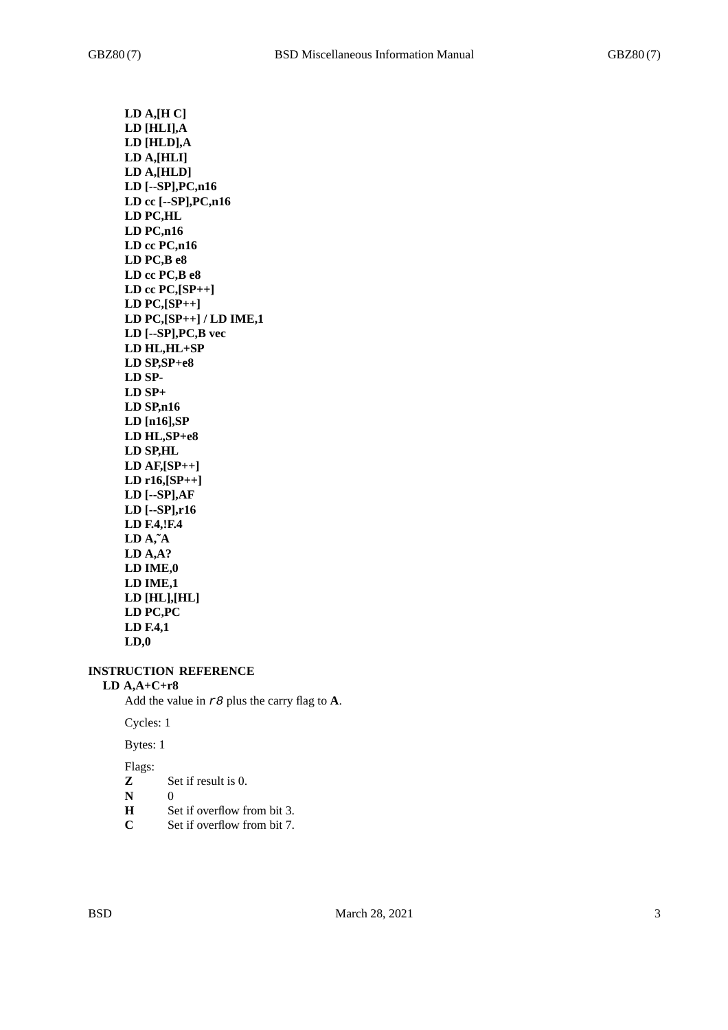**LD A,[H C]**
**LD [HLI],A**
**LD [HLD],A**
**LD A,[HLI]**
**LD A,[HLD]**
**LD [--SP],PC,n16**
**LD cc [--SP],PC,n16**
**LD PC,HL**
**LD PC,n16**
**LD cc PC,n16**
**LD PC,B e8**
**LD cc PC,B e8**
**LD cc PC,[SP++]**
**LD PC,[SP++]**
**LD PC,[SP++] / LD IME,1**
**LD [--SP],PC,B vec**
**LD HL,HL+SP**
**LD SP,SP+e8**
**LD SP-**
**LD SP+**
**LD SP,n16**
**LD [n16],SP**
**LD HL,SP+e8**
**LD SP,HL**
**LD AF,[SP++]**
**LD r16,[SP++]**
**LD [--SP],AF**
**LD [--SP],r16**
**LD F.4,!F.4**
**LD A,~A**
**LD A,A?**
**LD IME,0**
**LD IME,1**
**LD [HL],[HL]**
**LD PC,PC**
**LD F.4,1**
**LD,0**

## INSTRUCTION REFERENCE

### LD A,A+C+r8

Add the value in *r8* plus the carry flag to **A**.

Cycles: 1

Bytes: 1

Flags:

- **Z** Set if result is 0.
- **N** 0
- **H** Set if overflow from bit 3.
- **C** Set if overflow from bit 7.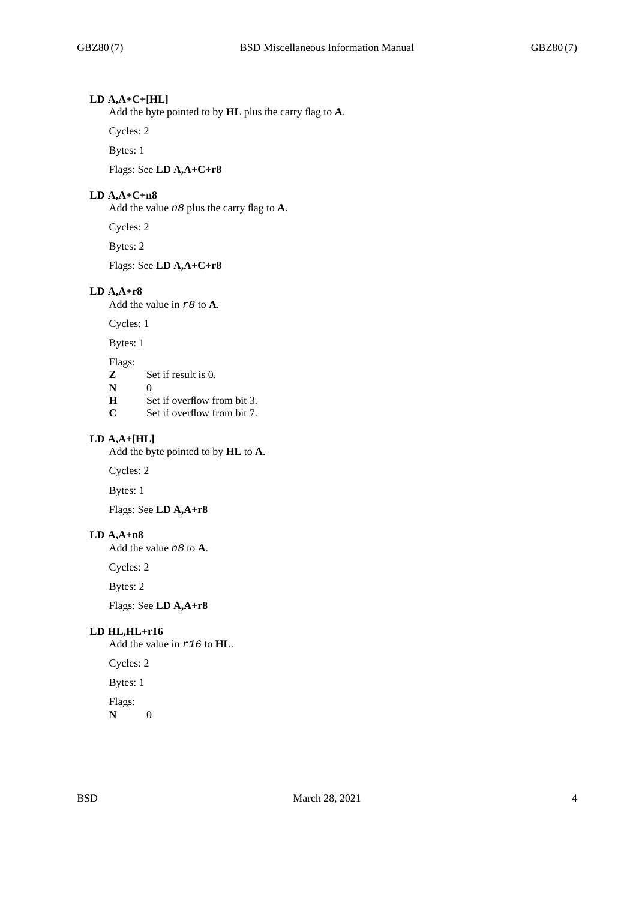### LD A,A+C+[HL]

Add the byte pointed to by **HL** plus the carry flag to **A**.

Cycles: 2

Bytes: 1

Flags: See **LD A,A+C+r8**

### LD A,A+C+n8

Add the value *n8* plus the carry flag to **A**.

Cycles: 2

Bytes: 2

Flags: See **LD A,A+C+r8**

### LD A,A+r8

Add the value in *r8* to **A**.

Cycles: 1

Bytes: 1

Flags:

- **Z** Set if result is 0.
- **N** 0
- **H** Set if overflow from bit 3.
- **C** Set if overflow from bit 7.

### LD A,A+[HL]

Add the byte pointed to by **HL** to **A**.

Cycles: 2

Bytes: 1

Flags: See **LD A,A+r8**

### LD A,A+n8

Add the value *n8* to **A**.

Cycles: 2

Bytes: 2

Flags: See **LD A,A+r8**

### LD HL,HL+r16

Add the value in *r16* to **HL**.

Cycles: 2

Bytes: 1

Flags:

- **N** 0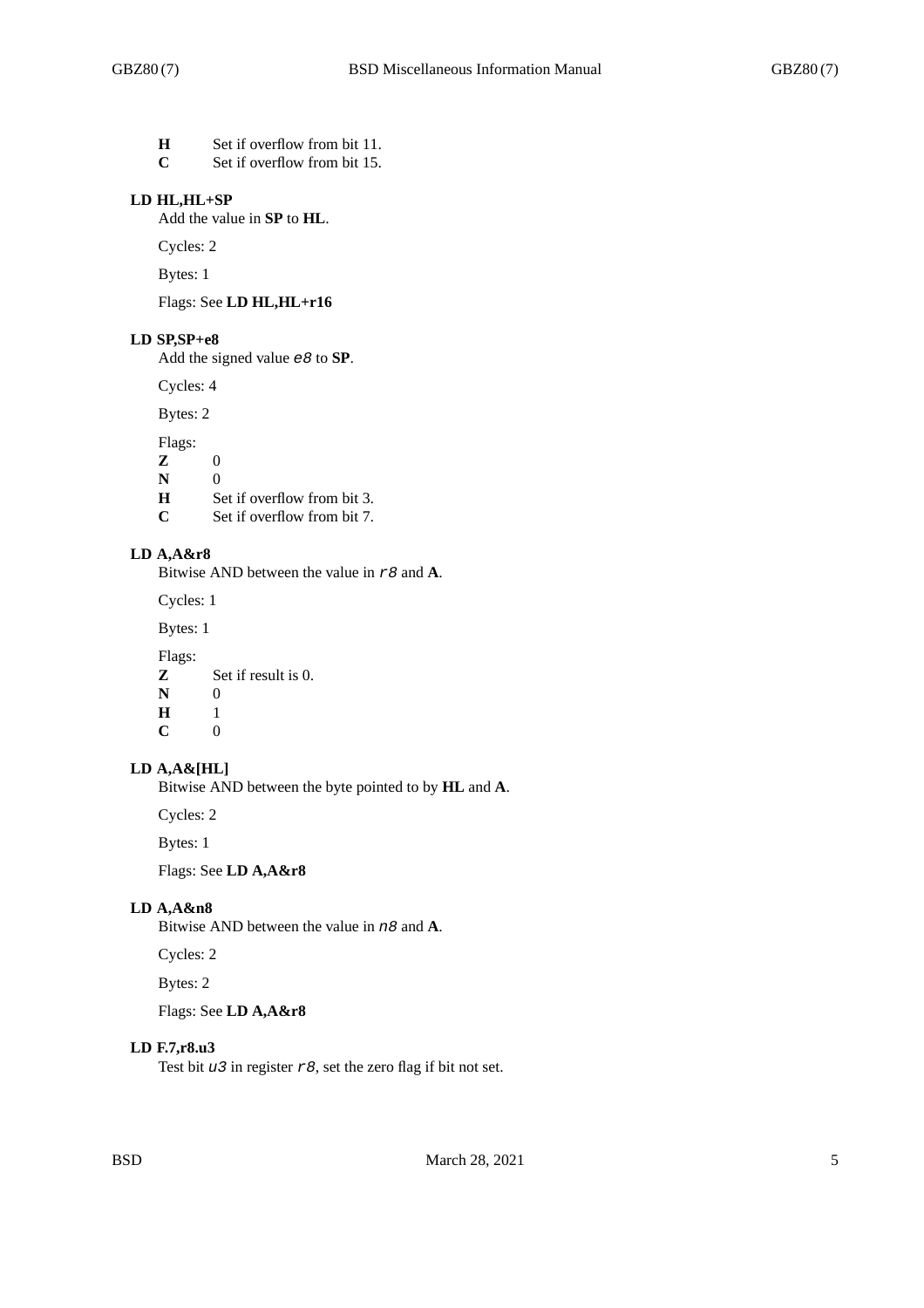| | |
|---|---|
| **H** | Set if overflow from bit 11. |
| **C** | Set if overflow from bit 15. |

### LD HL,HL+SP

Add the value in **SP** to **HL**.

Cycles: 2

Bytes: 1

Flags: See **LD HL,HL+r16**

### LD SP,SP+e8

Add the signed value *e8* to **SP**.

Cycles: 4

Bytes: 2

Flags:

| | |
|---|---|
| **Z** | 0 |
| **N** | 0 |
| **H** | Set if overflow from bit 3. |
| **C** | Set if overflow from bit 7. |

### LD A,A&r8

Bitwise AND between the value in *r8* and **A**.

Cycles: 1

Bytes: 1

Flags:

| | |
|---|---|
| **Z** | Set if result is 0. |
| **N** | 0 |
| **H** | 1 |
| **C** | 0 |

### LD A,A&[HL]

Bitwise AND between the byte pointed to by **HL** and **A**.

Cycles: 2

Bytes: 1

Flags: See **LD A,A&r8**

### LD A,A&n8

Bitwise AND between the value in *n8* and **A**.

Cycles: 2

Bytes: 2

Flags: See **LD A,A&r8**

### LD F.7,r8.u3

Test bit *u3* in register *r8*, set the zero flag if bit not set.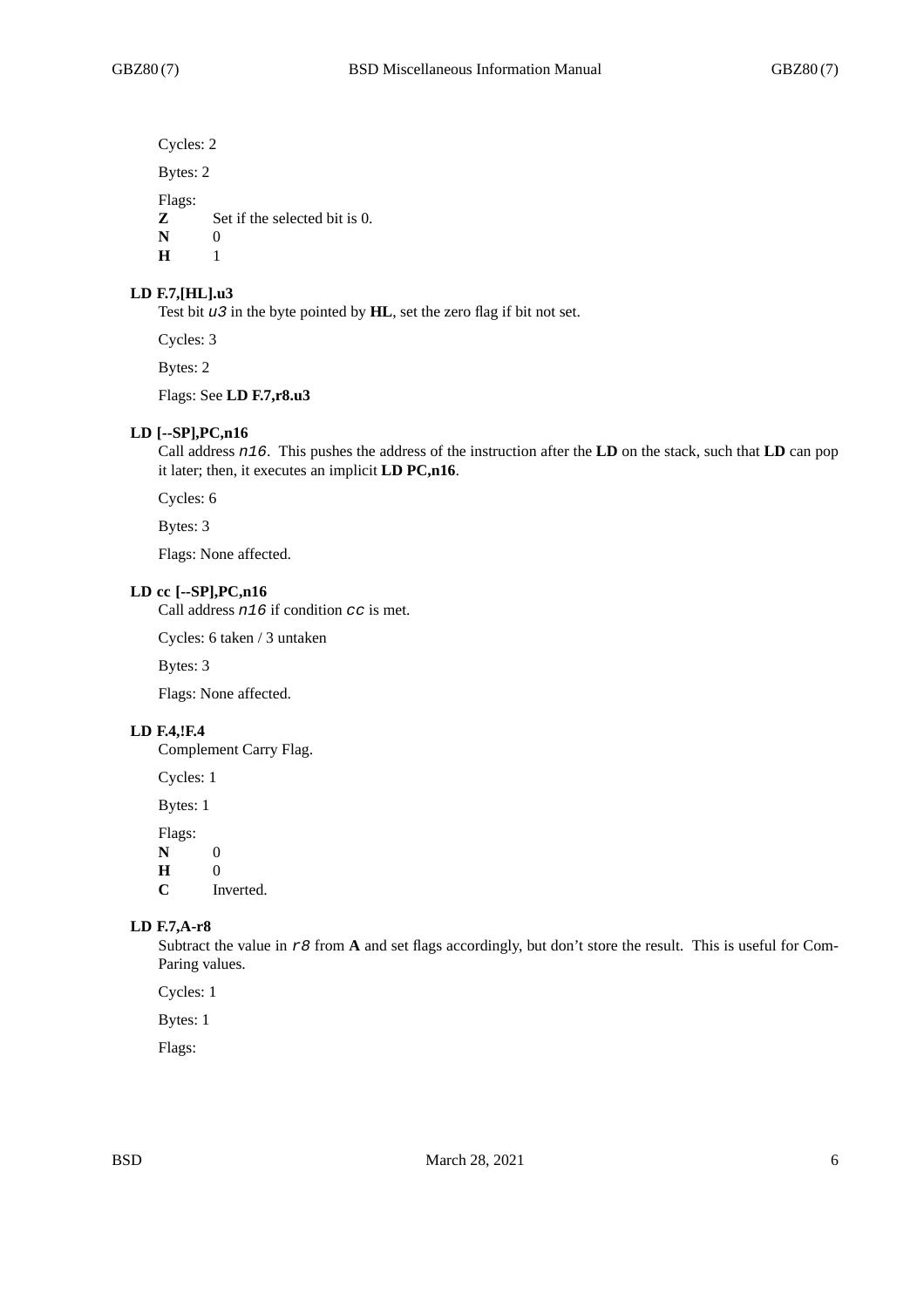Cycles: 2

Bytes: 2

Flags:

**Z** Set if the selected bit is 0.
**N** 0
**H** 1

### LD F.7,[HL].u3

Test bit *u3* in the byte pointed by **HL**, set the zero flag if bit not set.

Cycles: 3

Bytes: 2

Flags: See **LD F.7,r8.u3**

### LD [--SP],PC,n16

Call address *n16*. This pushes the address of the instruction after the **LD** on the stack, such that **LD** can pop it later; then, it executes an implicit **LD PC,n16**.

Cycles: 6

Bytes: 3

Flags: None affected.

### LD cc [--SP],PC,n16

Call address *n16* if condition *cc* is met.

Cycles: 6 taken / 3 untaken

Bytes: 3

Flags: None affected.

### LD F.4,!F.4

Complement Carry Flag.

Cycles: 1

Bytes: 1

Flags:

**N** 0
**H** 0
**C** Inverted.

### LD F.7,A-r8

Subtract the value in *r8* from **A** and set flags accordingly, but don't store the result. This is useful for ComParing values.

Cycles: 1

Bytes: 1

Flags: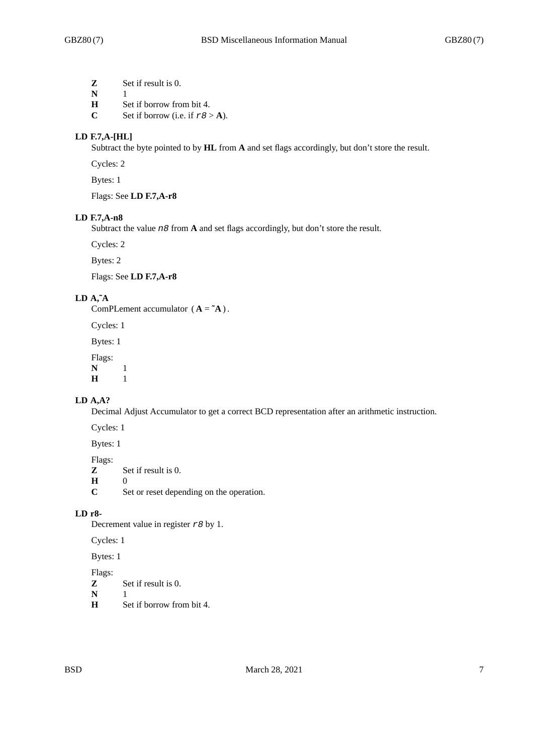**Z** Set if result is 0.
**N** 1
**H** Set if borrow from bit 4.
**C** Set if borrow (i.e. if *r8* > **A**).

### LD F.7,A-[HL]

Subtract the byte pointed to by **HL** from **A** and set flags accordingly, but don't store the result.

Cycles: 2

Bytes: 1

Flags: See **LD F.7,A-r8**

### LD F.7,A-n8

Subtract the value *n8* from **A** and set flags accordingly, but don't store the result.

Cycles: 2

Bytes: 2

Flags: See **LD F.7,A-r8**

### LD A,~A

ComPLement accumulator ( **A** = **~A** ).

Cycles: 1

Bytes: 1

Flags:
**N** 1
**H** 1

### LD A,A?

Decimal Adjust Accumulator to get a correct BCD representation after an arithmetic instruction.

Cycles: 1

Bytes: 1

Flags:
**Z** Set if result is 0.
**H** 0
**C** Set or reset depending on the operation.

### LD r8-

Decrement value in register *r8* by 1.

Cycles: 1

Bytes: 1

Flags:
**Z** Set if result is 0.
**N** 1
**H** Set if borrow from bit 4.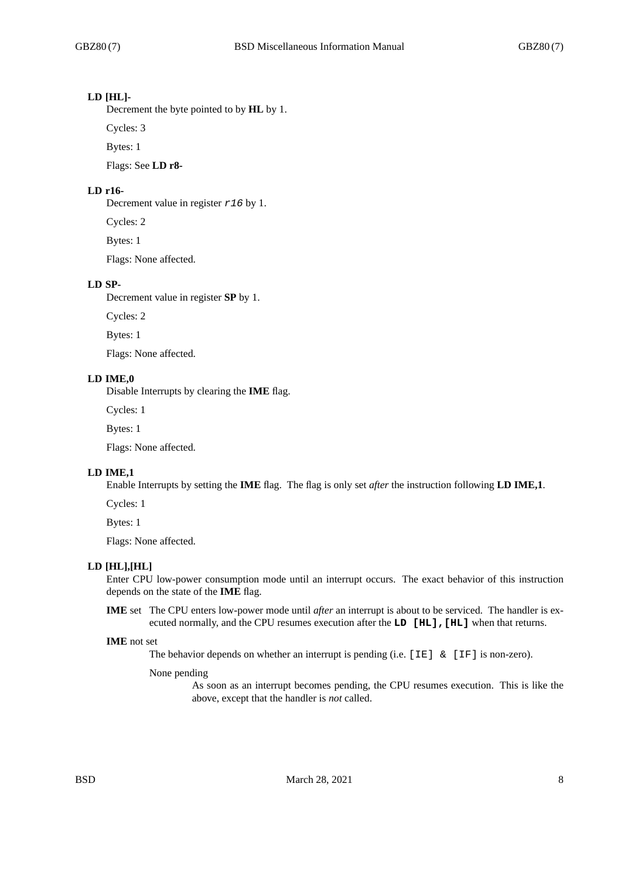### LD [HL]-

Decrement the byte pointed to by **HL** by 1.

Cycles: 3

Bytes: 1

Flags: See **LD r8-**

### LD r16-

Decrement value in register *r16* by 1.

Cycles: 2

Bytes: 1

Flags: None affected.

### LD SP-

Decrement value in register **SP** by 1.

Cycles: 2

Bytes: 1

Flags: None affected.

### LD IME,0

Disable Interrupts by clearing the **IME** flag.

Cycles: 1

Bytes: 1

Flags: None affected.

### LD IME,1

Enable Interrupts by setting the **IME** flag. The flag is only set *after* the instruction following **LD IME,1**.

Cycles: 1

Bytes: 1

Flags: None affected.

### LD [HL],[HL]

Enter CPU low-power consumption mode until an interrupt occurs. The exact behavior of this instruction depends on the state of the **IME** flag.

**IME** set
: The CPU enters low-power mode until *after* an interrupt is about to be serviced. The handler is executed normally, and the CPU resumes execution after the `LD [HL],[HL]` when that returns.

**IME** not set
: The behavior depends on whether an interrupt is pending (i.e. `[IE] & [IF]` is non-zero).

  None pending
  : As soon as an interrupt becomes pending, the CPU resumes execution. This is like the above, except that the handler is *not* called.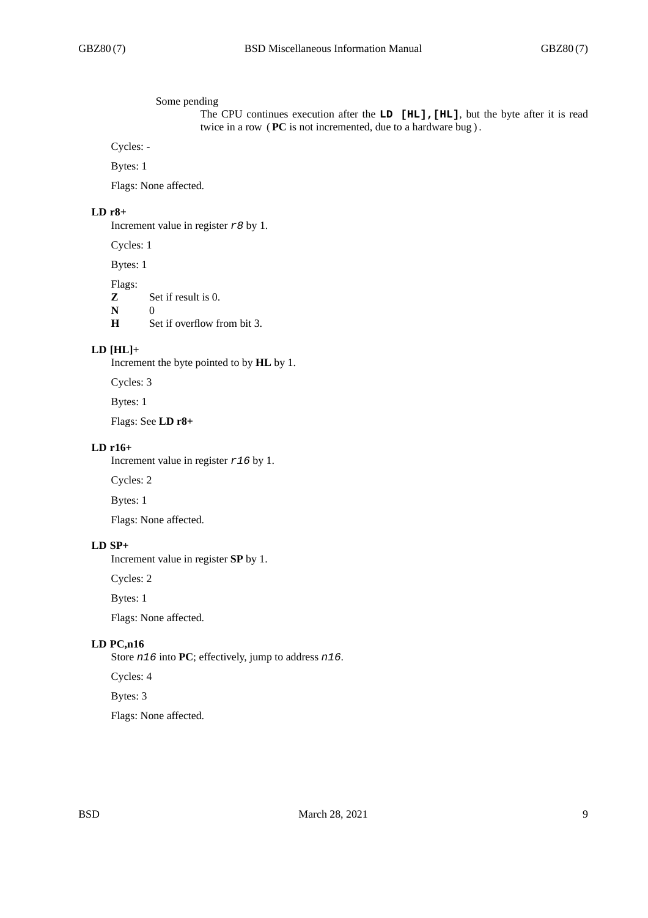Some pending
: The CPU continues execution after the **`LD [HL],[HL]`**, but the byte after it is read twice in a row ( **PC** is not incremented, due to a hardware bug ) .

Cycles: -

Bytes: 1

Flags: None affected.

### LD r8+

Increment value in register *`r8`* by 1.

Cycles: 1

Bytes: 1

Flags:

- **Z** Set if result is 0.
- **N** 0
- **H** Set if overflow from bit 3.

### LD [HL]+

Increment the byte pointed to by **HL** by 1.

Cycles: 3

Bytes: 1

Flags: See **LD r8+**

### LD r16+

Increment value in register *`r16`* by 1.

Cycles: 2

Bytes: 1

Flags: None affected.

### LD SP+

Increment value in register **SP** by 1.

Cycles: 2

Bytes: 1

Flags: None affected.

### LD PC,n16

Store *`n16`* into **PC**; effectively, jump to address *`n16`*.

Cycles: 4

Bytes: 3

Flags: None affected.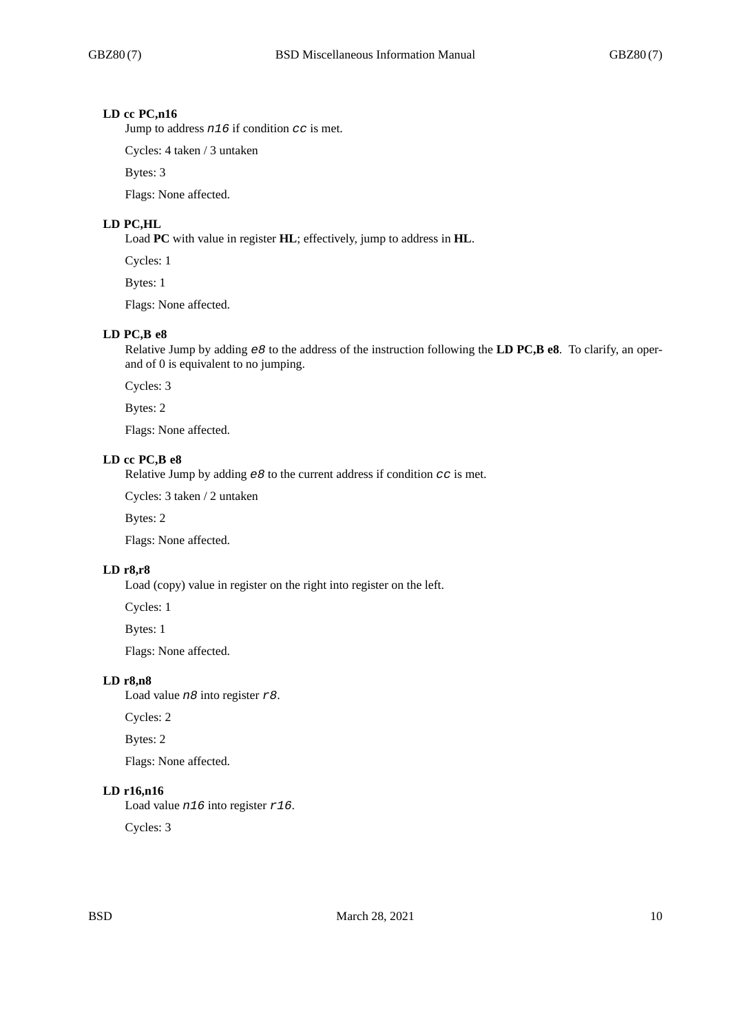### LD cc PC,n16

Jump to address *n16* if condition *cc* is met.

Cycles: 4 taken / 3 untaken

Bytes: 3

Flags: None affected.

### LD PC,HL

Load **PC** with value in register **HL**; effectively, jump to address in **HL**.

Cycles: 1

Bytes: 1

Flags: None affected.

### LD PC,B e8

Relative Jump by adding *e8* to the address of the instruction following the **LD PC,B e8**. To clarify, an operand of 0 is equivalent to no jumping.

Cycles: 3

Bytes: 2

Flags: None affected.

### LD cc PC,B e8

Relative Jump by adding *e8* to the current address if condition *cc* is met.

Cycles: 3 taken / 2 untaken

Bytes: 2

Flags: None affected.

### LD r8,r8

Load (copy) value in register on the right into register on the left.

Cycles: 1

Bytes: 1

Flags: None affected.

### LD r8,n8

Load value *n8* into register *r8*.

Cycles: 2

Bytes: 2

Flags: None affected.

### LD r16,n16

Load value *n16* into register *r16*.

Cycles: 3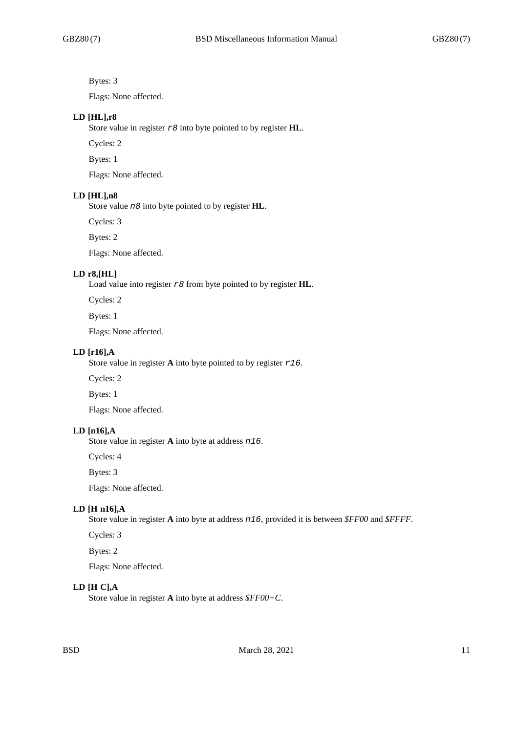Bytes: 3

Flags: None affected.

### LD [HL],r8

Store value in register *r8* into byte pointed to by register **HL**.

Cycles: 2

Bytes: 1

Flags: None affected.

### LD [HL],n8

Store value *n8* into byte pointed to by register **HL**.

Cycles: 3

Bytes: 2

Flags: None affected.

### LD r8,[HL]

Load value into register *r8* from byte pointed to by register **HL**.

Cycles: 2

Bytes: 1

Flags: None affected.

### LD [r16],A

Store value in register **A** into byte pointed to by register *r16*.

Cycles: 2

Bytes: 1

Flags: None affected.

### LD [n16],A

Store value in register **A** into byte at address *n16*.

Cycles: 4

Bytes: 3

Flags: None affected.

### LD [H n16],A

Store value in register **A** into byte at address *n16*, provided it is between *$FF00* and *$FFFF*.

Cycles: 3

Bytes: 2

Flags: None affected.

### LD [H C],A

Store value in register **A** into byte at address *$FF00+C*.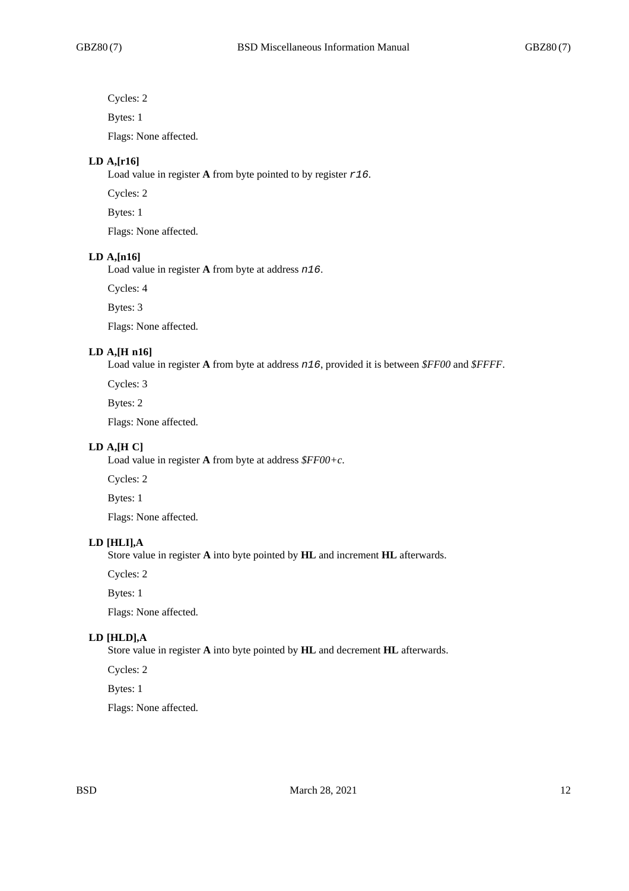Cycles: 2

Bytes: 1

Flags: None affected.

**LD A,[r16]**

Load value in register **A** from byte pointed to by register `r16`.

Cycles: 2

Bytes: 1

Flags: None affected.

**LD A,[n16]**

Load value in register **A** from byte at address `n16`.

Cycles: 4

Bytes: 3

Flags: None affected.

**LD A,[H n16]**

Load value in register **A** from byte at address `n16`, provided it is between *$FF00* and *$FFFF*.

Cycles: 3

Bytes: 2

Flags: None affected.

**LD A,[H C]**

Load value in register **A** from byte at address *$FF00+c*.

Cycles: 2

Bytes: 1

Flags: None affected.

**LD [HLI],A**

Store value in register **A** into byte pointed by **HL** and increment **HL** afterwards.

Cycles: 2

Bytes: 1

Flags: None affected.

**LD [HLD],A**

Store value in register **A** into byte pointed by **HL** and decrement **HL** afterwards.

Cycles: 2

Bytes: 1

Flags: None affected.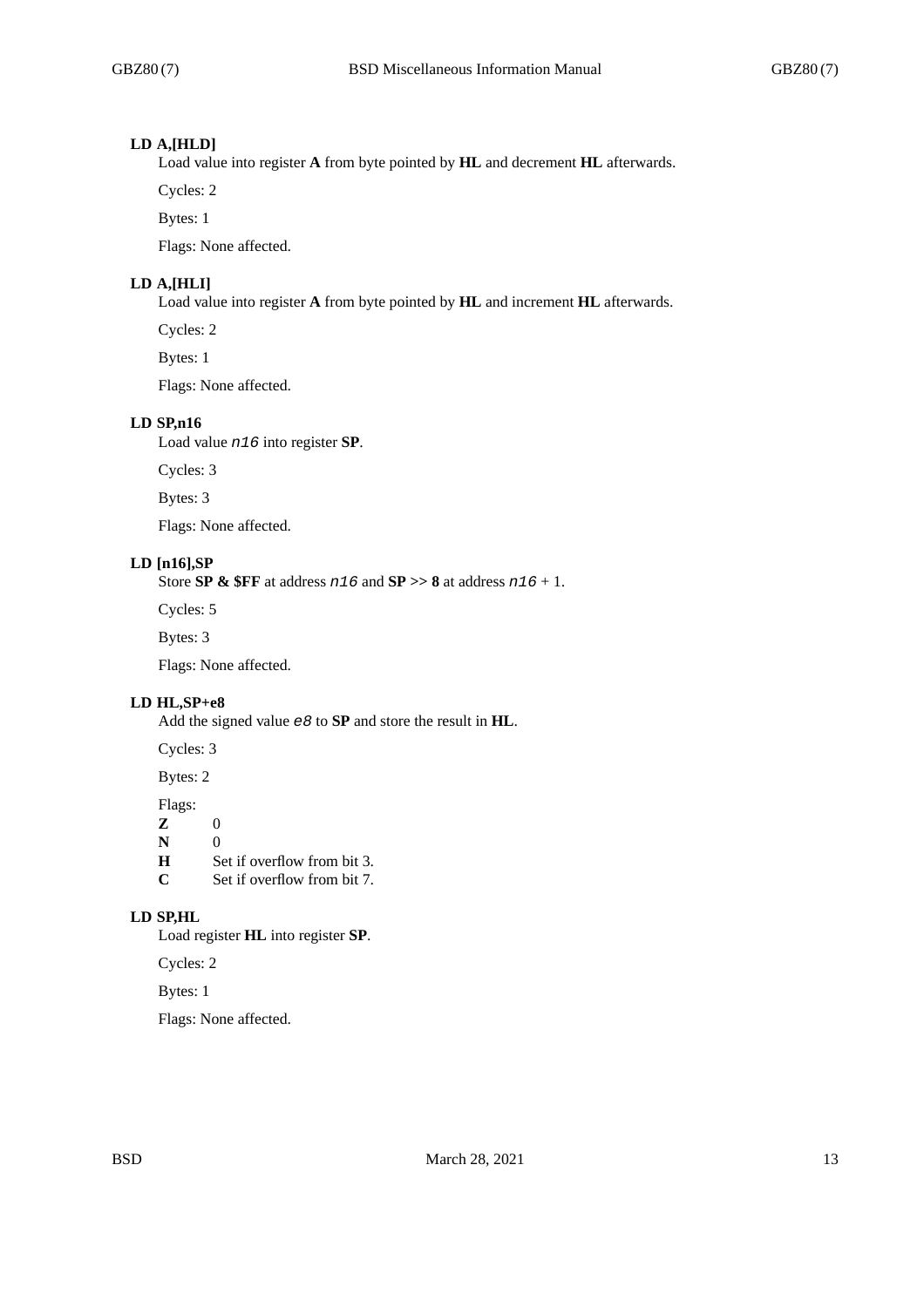### LD A,[HLD]

Load value into register **A** from byte pointed by **HL** and decrement **HL** afterwards.

Cycles: 2

Bytes: 1

Flags: None affected.

### LD A,[HLI]

Load value into register **A** from byte pointed by **HL** and increment **HL** afterwards.

Cycles: 2

Bytes: 1

Flags: None affected.

### LD SP,n16

Load value *n16* into register **SP**.

Cycles: 3

Bytes: 3

Flags: None affected.

### LD [n16],SP

Store **SP & $FF** at address *n16* and **SP >> 8** at address *n16* + 1.

Cycles: 5

Bytes: 3

Flags: None affected.

### LD HL,SP+e8

Add the signed value *e8* to **SP** and store the result in **HL**.

Cycles: 3

Bytes: 2

Flags:

| | |
|---|---|
| **Z** | 0 |
| **N** | 0 |
| **H** | Set if overflow from bit 3. |
| **C** | Set if overflow from bit 7. |

### LD SP,HL

Load register **HL** into register **SP**.

Cycles: 2

Bytes: 1

Flags: None affected.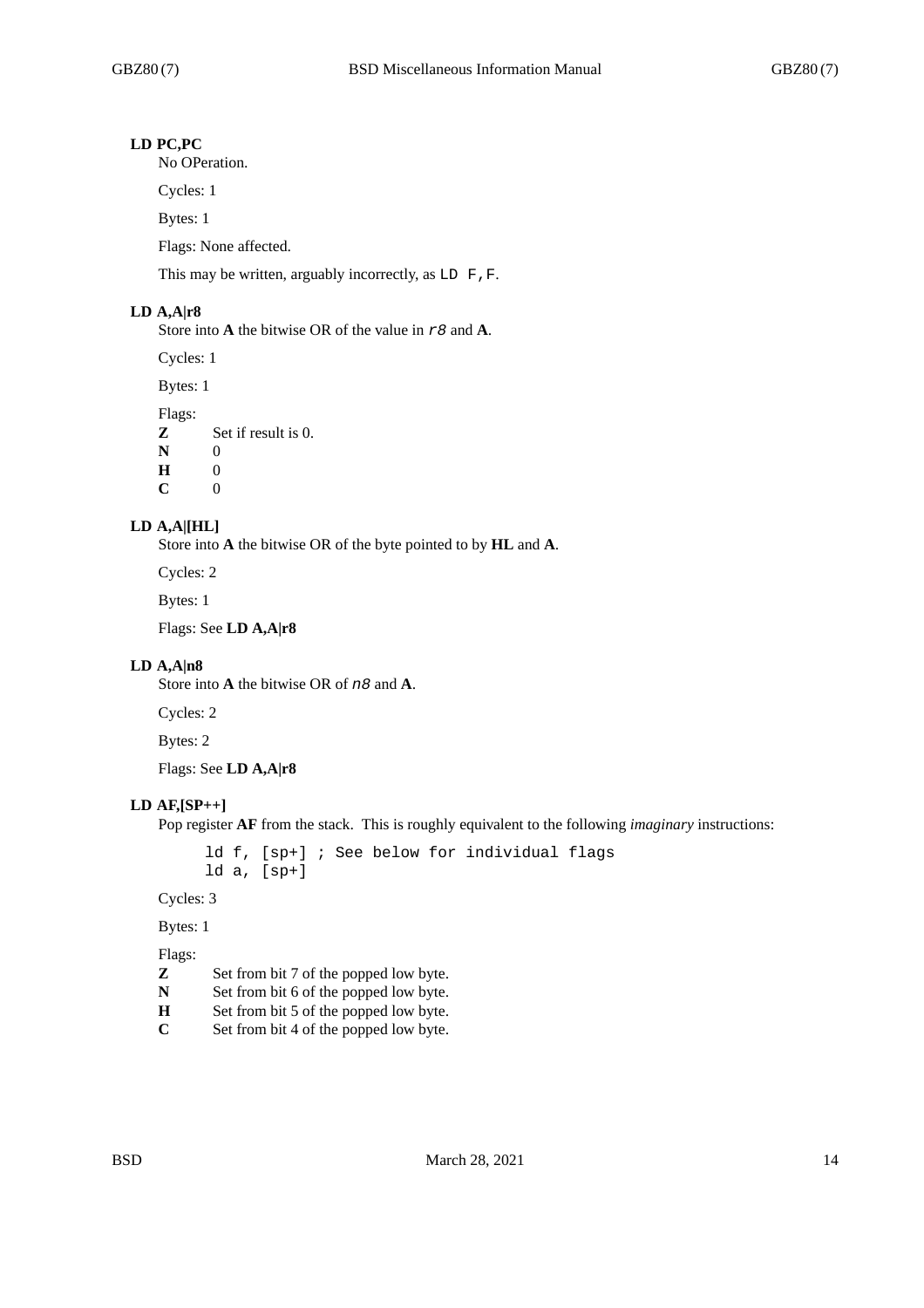### LD PC,PC

No OPeration.

Cycles: 1

Bytes: 1

Flags: None affected.

This may be written, arguably incorrectly, as `LD F,F`.

### LD A,A|r8

Store into **A** the bitwise OR of the value in *r8* and **A**.

Cycles: 1

Bytes: 1

Flags:

- **Z** Set if result is 0.
- **N** 0
- **H** 0
- **C** 0

### LD A,A|[HL]

Store into **A** the bitwise OR of the byte pointed to by **HL** and **A**.

Cycles: 2

Bytes: 1

Flags: See **LD A,A|r8**

### LD A,A|n8

Store into **A** the bitwise OR of *n8* and **A**.

Cycles: 2

Bytes: 2

Flags: See **LD A,A|r8**

### LD AF,[SP++]

Pop register **AF** from the stack. This is roughly equivalent to the following *imaginary* instructions:

```
ld f, [sp+] ; See below for individual flags
ld a, [sp+]
```

Cycles: 3

Bytes: 1

Flags:

- **Z** Set from bit 7 of the popped low byte.
- **N** Set from bit 6 of the popped low byte.
- **H** Set from bit 5 of the popped low byte.
- **C** Set from bit 4 of the popped low byte.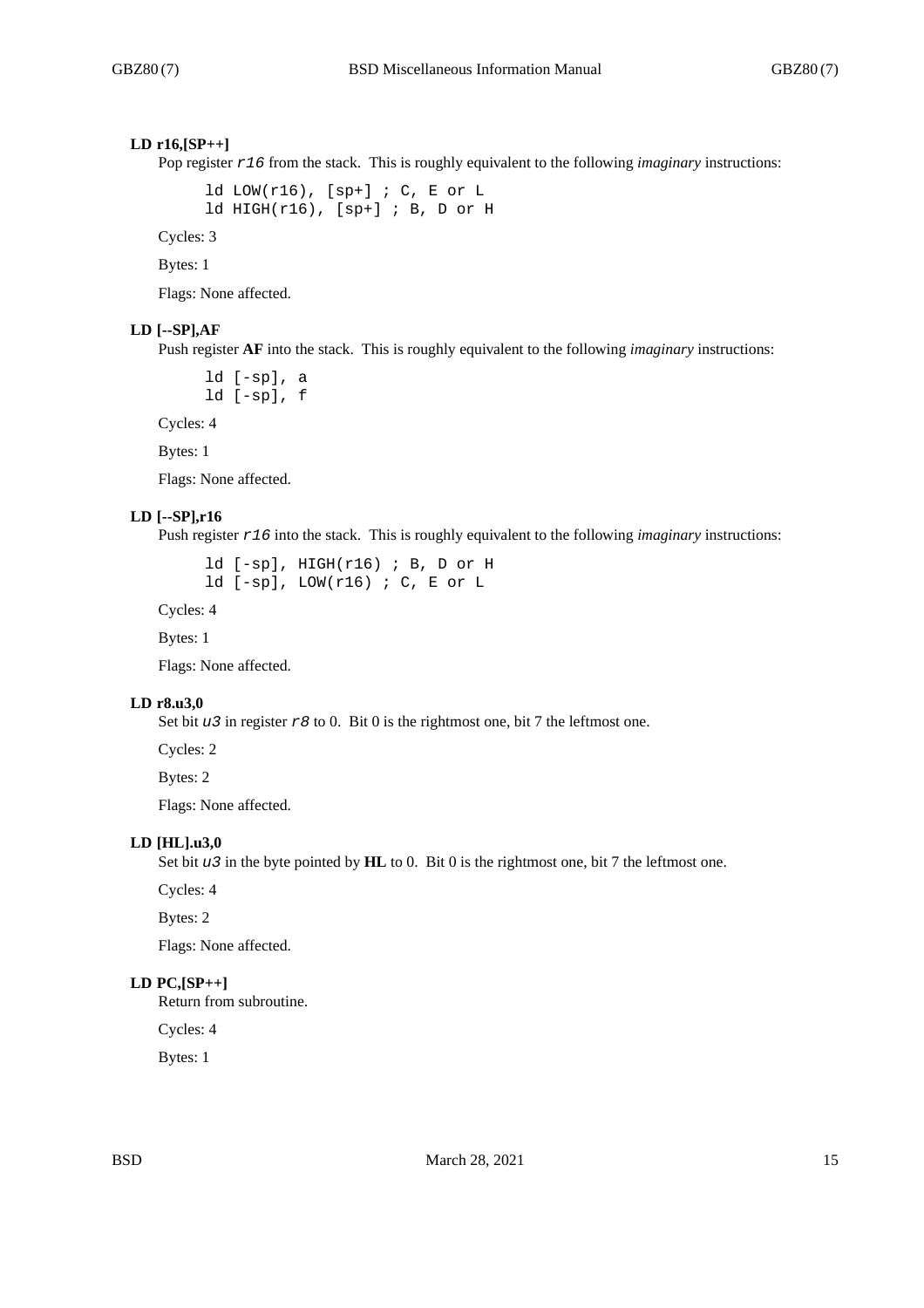### LD r16,[SP++]

Pop register *r16* from the stack. This is roughly equivalent to the following *imaginary* instructions:

```
ld LOW(r16), [sp+] ; C, E or L
ld HIGH(r16), [sp+] ; B, D or H
```

Cycles: 3

Bytes: 1

Flags: None affected.

### LD [--SP],AF

Push register **AF** into the stack. This is roughly equivalent to the following *imaginary* instructions:

```
ld [-sp], a
ld [-sp], f
```

Cycles: 4

Bytes: 1

Flags: None affected.

### LD [--SP],r16

Push register *r16* into the stack. This is roughly equivalent to the following *imaginary* instructions:

```
ld [-sp], HIGH(r16) ; B, D or H
ld [-sp], LOW(r16) ; C, E or L
```

Cycles: 4

Bytes: 1

Flags: None affected.

### LD r8.u3,0

Set bit *u3* in register *r8* to 0. Bit 0 is the rightmost one, bit 7 the leftmost one.

Cycles: 2

Bytes: 2

Flags: None affected.

### LD [HL].u3,0

Set bit *u3* in the byte pointed by **HL** to 0. Bit 0 is the rightmost one, bit 7 the leftmost one.

Cycles: 4

Bytes: 2

Flags: None affected.

### LD PC,[SP++]

Return from subroutine.

Cycles: 4

Bytes: 1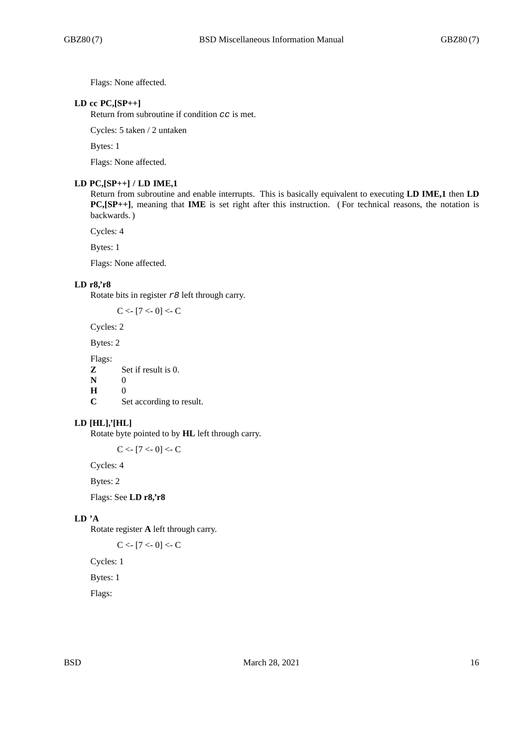Flags: None affected.

### LD cc PC,[SP++]

Return from subroutine if condition *cc* is met.

Cycles: 5 taken / 2 untaken

Bytes: 1

Flags: None affected.

### LD PC,[SP++] / LD IME,1

Return from subroutine and enable interrupts. This is basically equivalent to executing **LD IME,1** then **LD PC,[SP++]**, meaning that **IME** is set right after this instruction. (For technical reasons, the notation is backwards.)

Cycles: 4

Bytes: 1

Flags: None affected.

### LD r8,'r8

Rotate bits in register *r8* left through carry.

C <- [7 <- 0] <- C

Cycles: 2

Bytes: 2

Flags:

- **Z** Set if result is 0.
- **N** 0
- **H** 0
- **C** Set according to result.

### LD [HL],'[HL]

Rotate byte pointed to by **HL** left through carry.

C <- [7 <- 0] <- C

Cycles: 4

Bytes: 2

Flags: See **LD r8,'r8**

### LD 'A

Rotate register **A** left through carry.

C <- [7 <- 0] <- C

Cycles: 1

Bytes: 1

Flags: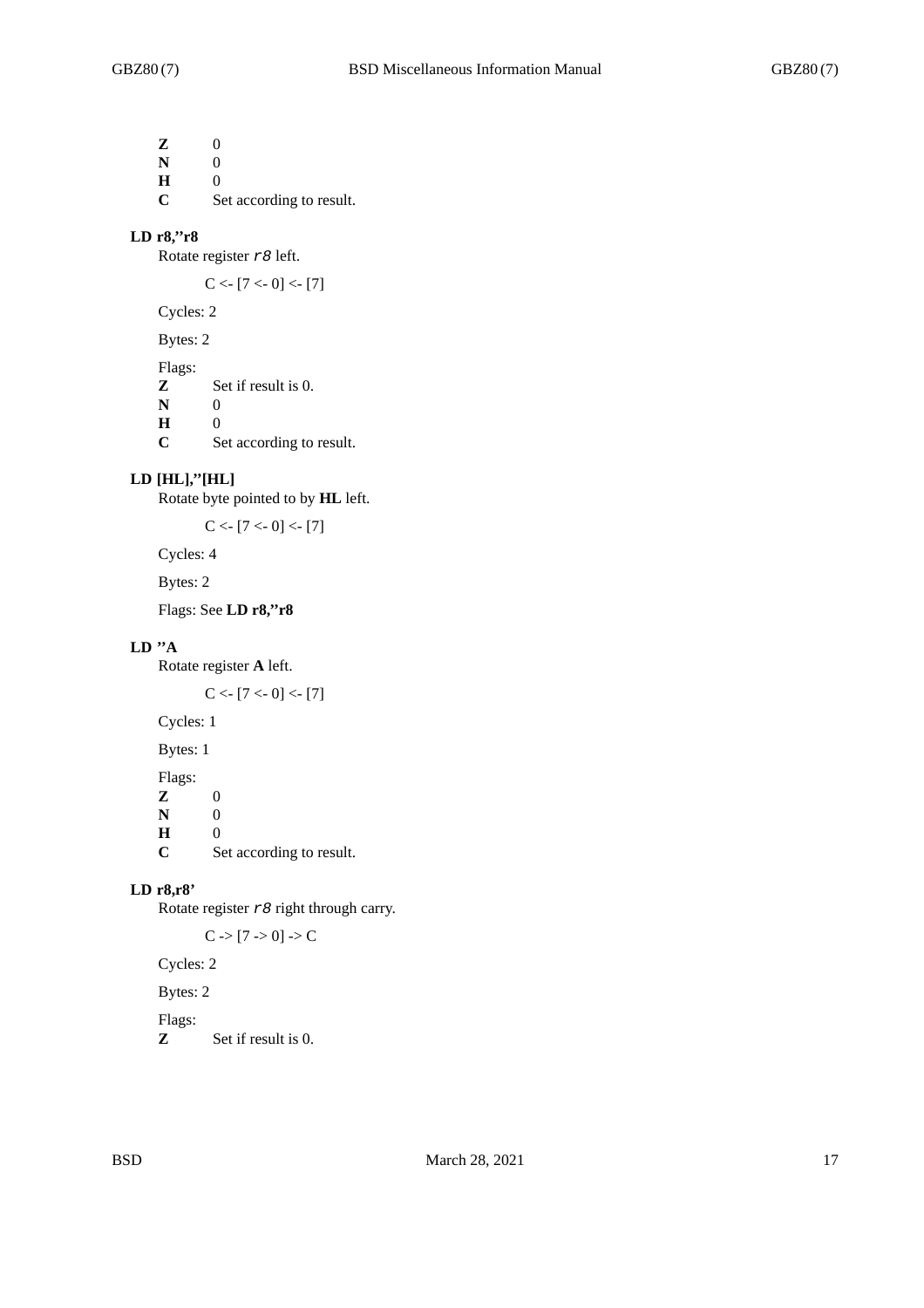**Z** 0
**N** 0
**H** 0
**C** Set according to result.

**LD r8,''r8**

Rotate register *r8* left.

C <- [7 <- 0] <- [7]

Cycles: 2

Bytes: 2

Flags:
**Z** Set if result is 0.
**N** 0
**H** 0
**C** Set according to result.

**LD [HL],''[HL]**

Rotate byte pointed to by **HL** left.

C <- [7 <- 0] <- [7]

Cycles: 4

Bytes: 2

Flags: See **LD r8,''r8**

**LD ''A**

Rotate register **A** left.

C <- [7 <- 0] <- [7]

Cycles: 1

Bytes: 1

Flags:
**Z** 0
**N** 0
**H** 0
**C** Set according to result.

**LD r8,r8'**

Rotate register *r8* right through carry.

C -> [7 -> 0] -> C

Cycles: 2

Bytes: 2

Flags:
**Z** Set if result is 0.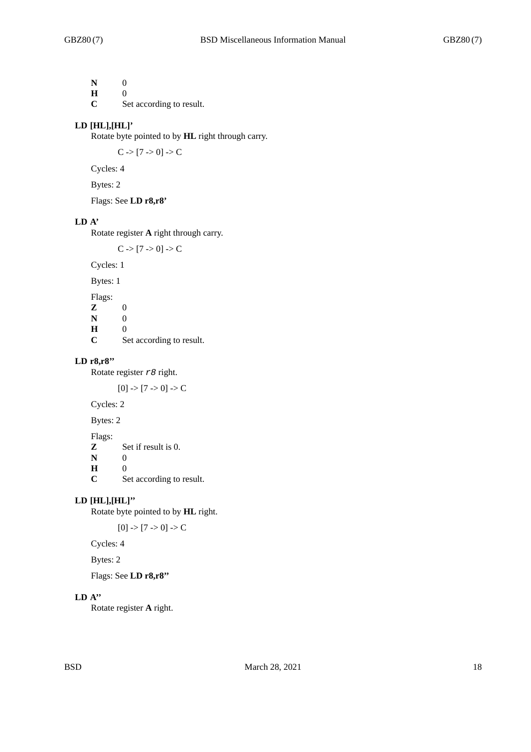**N** 0
**H** 0
**C** Set according to result.

### LD [HL],[HL]'

Rotate byte pointed to by **HL** right through carry.

C -> [7 -> 0] -> C

Cycles: 4

Bytes: 2

Flags: See **LD r8,r8'**

### LD A'

Rotate register **A** right through carry.

C -> [7 -> 0] -> C

Cycles: 1

Bytes: 1

Flags:
**Z** 0
**N** 0
**H** 0
**C** Set according to result.

### LD r8,r8''

Rotate register *r8* right.

[0] -> [7 -> 0] -> C

Cycles: 2

Bytes: 2

Flags:
**Z** Set if result is 0.
**N** 0
**H** 0
**C** Set according to result.

### LD [HL],[HL]''

Rotate byte pointed to by **HL** right.

[0] -> [7 -> 0] -> C

Cycles: 4

Bytes: 2

Flags: See **LD r8,r8''**

### LD A''

Rotate register **A** right.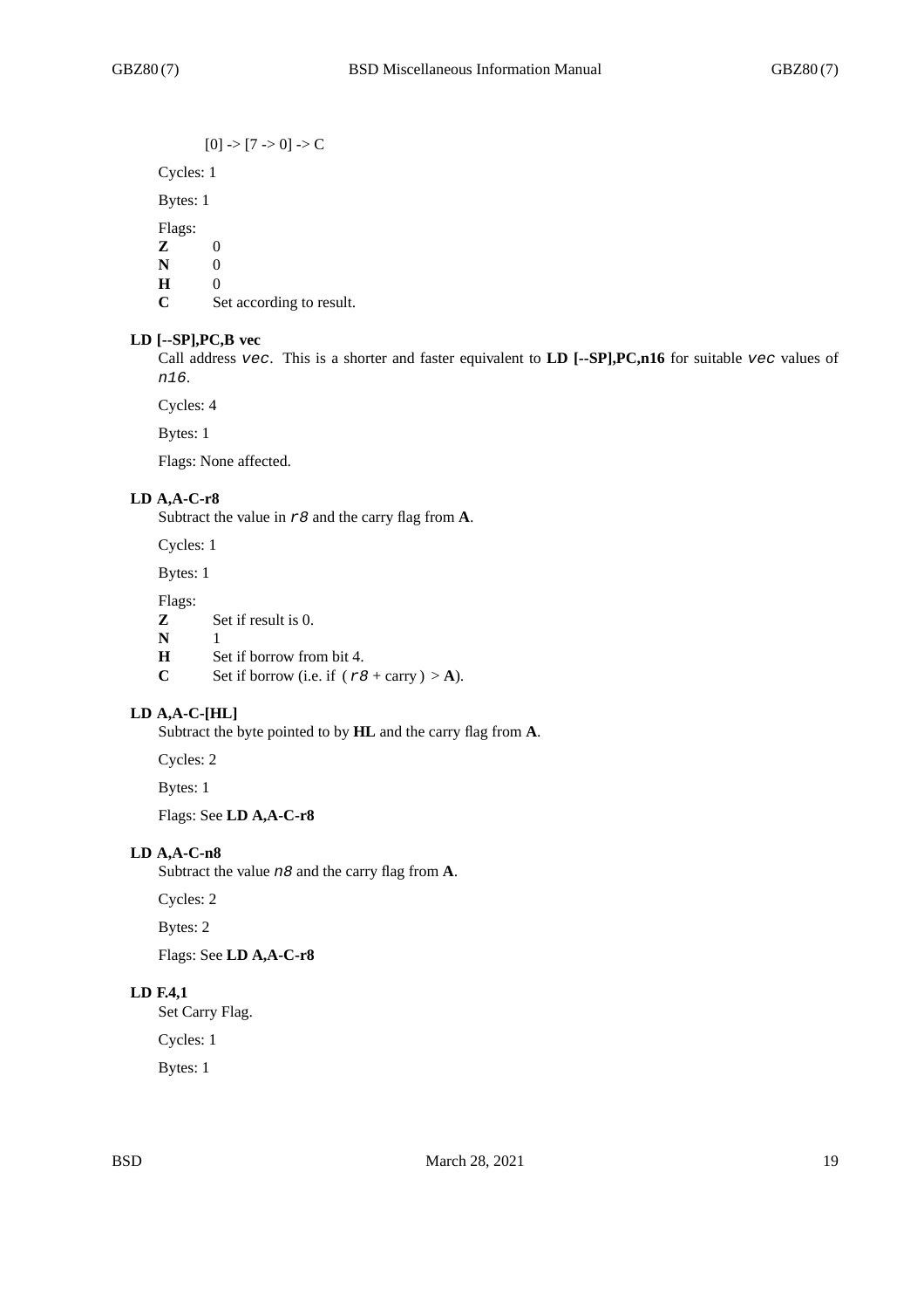[0] -> [7 -> 0] -> C

Cycles: 1

Bytes: 1

Flags:

- **Z** 0
- **N** 0
- **H** 0
- **C** Set according to result.

### LD [--SP],PC,B vec

Call address *vec*. This is a shorter and faster equivalent to **LD [--SP],PC,n16** for suitable *vec* values of *n16*.

Cycles: 4

Bytes: 1

Flags: None affected.

### LD A,A-C-r8

Subtract the value in *r8* and the carry flag from **A**.

Cycles: 1

Bytes: 1

Flags:

- **Z** Set if result is 0.
- **N** 1
- **H** Set if borrow from bit 4.
- **C** Set if borrow (i.e. if ( *r8* + carry ) > **A**).

### LD A,A-C-[HL]

Subtract the byte pointed to by **HL** and the carry flag from **A**.

Cycles: 2

Bytes: 1

Flags: See **LD A,A-C-r8**

### LD A,A-C-n8

Subtract the value *n8* and the carry flag from **A**.

Cycles: 2

Bytes: 2

Flags: See **LD A,A-C-r8**

### LD F.4,1

Set Carry Flag.

Cycles: 1

Bytes: 1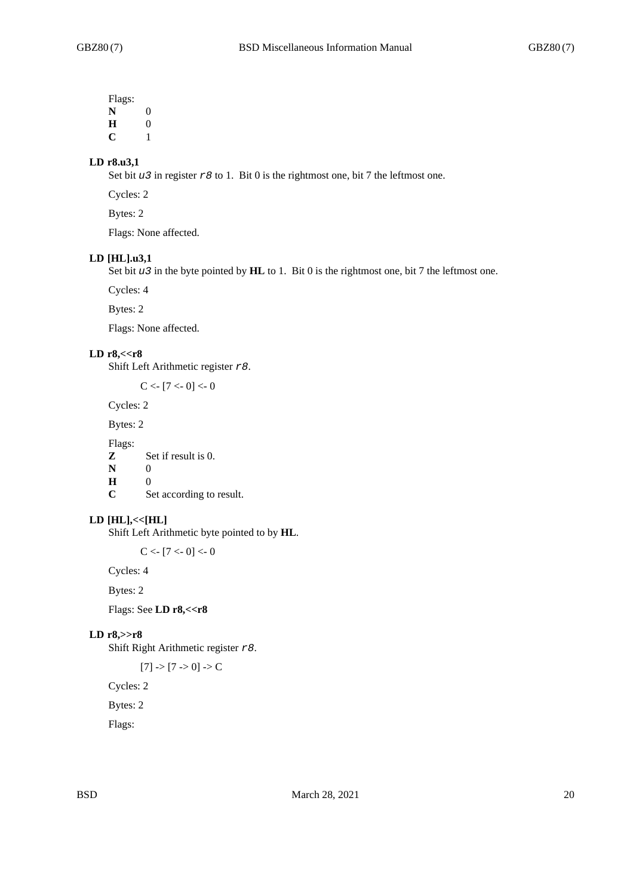Flags:

**N** 0

**H** 0

**C** 1

### LD r8.u3,1

Set bit *u3* in register *r8* to 1. Bit 0 is the rightmost one, bit 7 the leftmost one.

Cycles: 2

Bytes: 2

Flags: None affected.

### LD [HL].u3,1

Set bit *u3* in the byte pointed by **HL** to 1. Bit 0 is the rightmost one, bit 7 the leftmost one.

Cycles: 4

Bytes: 2

Flags: None affected.

### LD r8,<<r8

Shift Left Arithmetic register *r8*.

```
C <- [7 <- 0] <- 0
```

Cycles: 2

Bytes: 2

Flags:

**Z** Set if result is 0.

**N** 0

**H** 0

**C** Set according to result.

### LD [HL],<<[HL]

Shift Left Arithmetic byte pointed to by **HL**.

```
C <- [7 <- 0] <- 0
```

Cycles: 4

Bytes: 2

Flags: See **LD r8,<<r8**

### LD r8,>>r8

Shift Right Arithmetic register *r8*.

```
[7] -> [7 -> 0] -> C
```

Cycles: 2

Bytes: 2

Flags: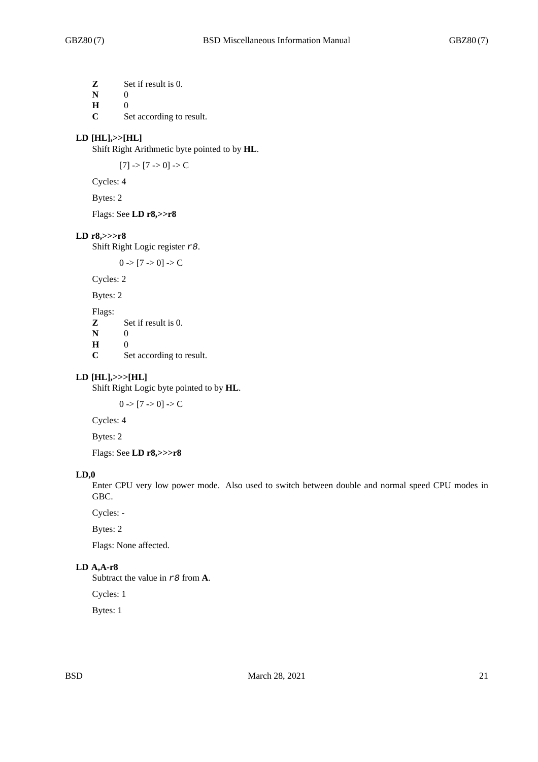**Z** Set if result is 0.
**N** 0
**H** 0
**C** Set according to result.

### LD [HL],>>[HL]

Shift Right Arithmetic byte pointed to by **HL**.

[7] -> [7 -> 0] -> C

Cycles: 4

Bytes: 2

Flags: See **LD r8,>>r8**

### LD r8,>>>r8

Shift Right Logic register *r8*.

0 -> [7 -> 0] -> C

Cycles: 2

Bytes: 2

Flags:

**Z** Set if result is 0.
**N** 0
**H** 0
**C** Set according to result.

### LD [HL],>>>[HL]

Shift Right Logic byte pointed to by **HL**.

0 -> [7 -> 0] -> C

Cycles: 4

Bytes: 2

Flags: See **LD r8,>>>r8**

### LD,0

Enter CPU very low power mode. Also used to switch between double and normal speed CPU modes in GBC.

Cycles: -

Bytes: 2

Flags: None affected.

### LD A,A-r8

Subtract the value in *r8* from **A**.

Cycles: 1

Bytes: 1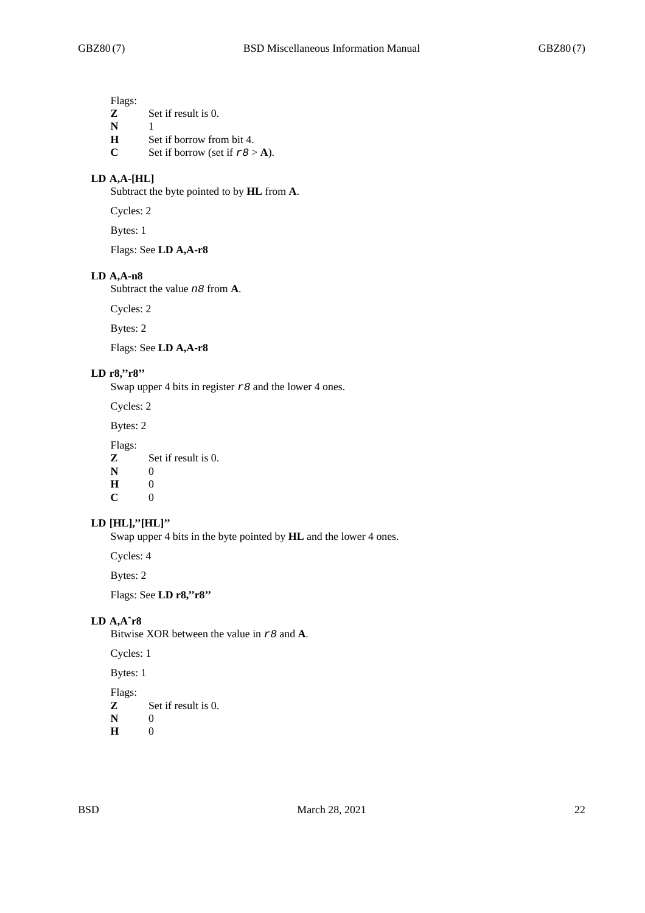Flags:

**Z** Set if result is 0.
**N** 1
**H** Set if borrow from bit 4.
**C** Set if borrow (set if *r8* > **A**).

### LD A,A-[HL]

Subtract the byte pointed to by **HL** from **A**.

Cycles: 2

Bytes: 1

Flags: See **LD A,A-r8**

### LD A,A-n8

Subtract the value *n8* from **A**.

Cycles: 2

Bytes: 2

Flags: See **LD A,A-r8**

### LD r8,''r8''

Swap upper 4 bits in register *r8* and the lower 4 ones.

Cycles: 2

Bytes: 2

Flags:

**Z** Set if result is 0.
**N** 0
**H** 0
**C** 0

### LD [HL],''[HL]''

Swap upper 4 bits in the byte pointed by **HL** and the lower 4 ones.

Cycles: 4

Bytes: 2

Flags: See **LD r8,''r8''**

### LD A,Aˆr8

Bitwise XOR between the value in *r8* and **A**.

Cycles: 1

Bytes: 1

Flags:

**Z** Set if result is 0.
**N** 0
**H** 0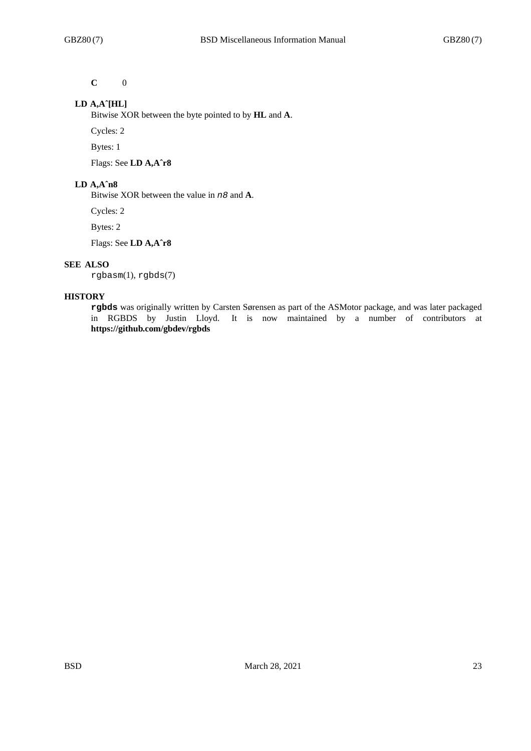**C** 0

### LD A,A^[HL]

Bitwise XOR between the byte pointed to by **HL** and **A**.

Cycles: 2

Bytes: 1

Flags: See **LD A,A^r8**

### LD A,A^n8

Bitwise XOR between the value in *n8* and **A**.

Cycles: 2

Bytes: 2

Flags: See **LD A,A^r8**

## SEE ALSO

`rgbasm`(1), `rgbds`(7)

## HISTORY

**`rgbds`** was originally written by Carsten Sørensen as part of the ASMotor package, and was later packaged in RGBDS by Justin Lloyd. It is now maintained by a number of contributors at **https://github.com/gbdev/rgbds**